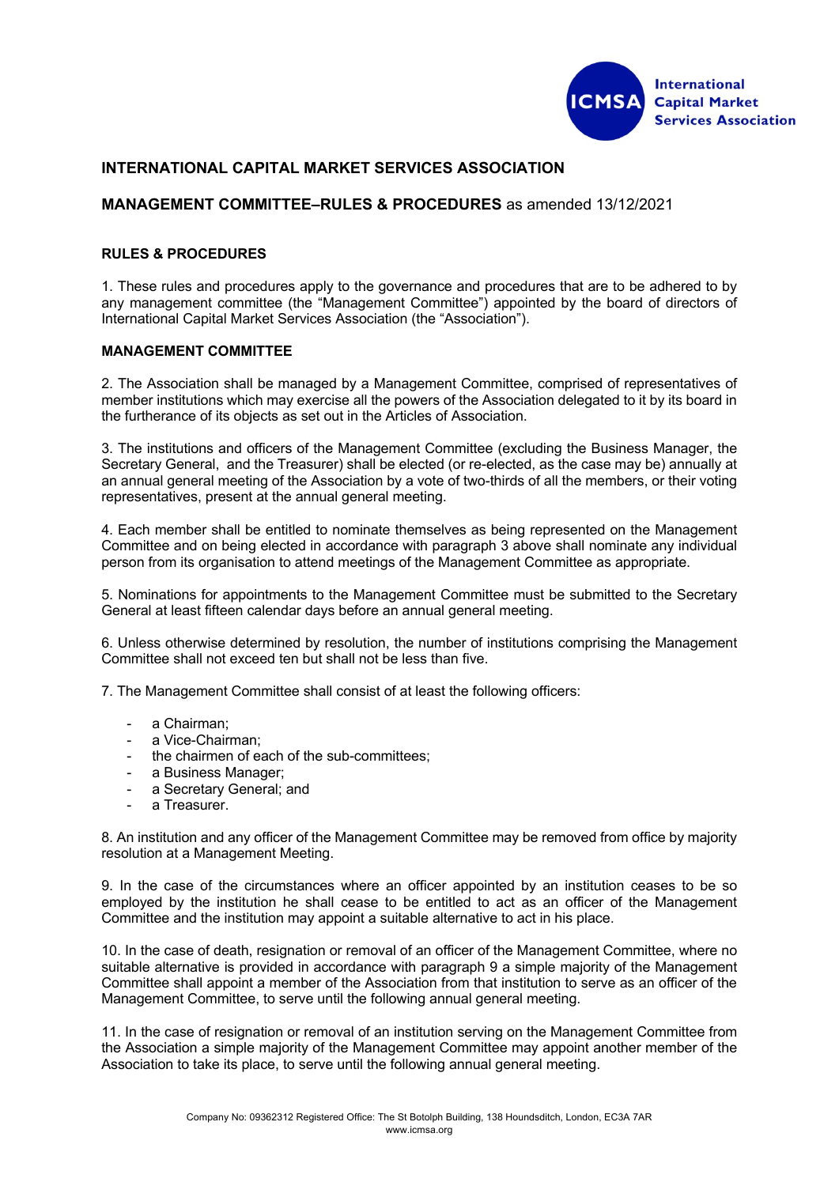# INTERNATIONAL CAPITAL MARKET SERVICES ASSOCIATION

## MANAGEMENT COMMITTEE–RULES & PROCEDURES as amended 13/12/2021

### RULES & PROCEDURES

1. These rules and procedures apply to the governance and procedures that are to be adhered to by any management committee (the "Management Committee") appointed by the board of directors of International Capital Market Services Association (the "Association").

### MANAGEMENT COMMITTEE

2. The Association shall be managed by a Management Committee, comprised of representatives of member institutions which may exercise all the powers of the Association delegated to it by its board in the furtherance of its objects as set out in the Articles of Association.

3. The institutions and officers of the Management Committee (excluding the Business Manager, the Secretary General, and the Treasurer) shall be elected (or re-elected, as the case may be) annually at an annual general meeting of the Association by a vote of two-thirds of all the members, or their voting representatives, present at the annual general meeting.

4. Each member shall be entitled to nominate themselves as being represented on the Management Committee and on being elected in accordance with paragraph 3 above shall nominate any individual person from its organisation to attend meetings of the Management Committee as appropriate.

5. Nominations for appointments to the Management Committee must be submitted to the Secretary General at least fifteen calendar days before an annual general meeting.

6. Unless otherwise determined by resolution, the number of institutions comprising the Management Committee shall not exceed ten but shall not be less than five.

7. The Management Committee shall consist of at least the following officers:

- a Chairman;
- a Vice-Chairman;
- the chairmen of each of the sub-committees;
- a Business Manager;
- a Secretary General; and
- a Treasurer.

8. An institution and any officer of the Management Committee may be removed from office by majority resolution at a Management Meeting.

9. In the case of the circumstances where an officer appointed by an institution ceases to be so employed by the institution he shall cease to be entitled to act as an officer of the Management Committee and the institution may appoint a suitable alternative to act in his place.

10. In the case of death, resignation or removal of an officer of the Management Committee, where no suitable alternative is provided in accordance with paragraph 9 a simple majority of the Management Committee shall appoint a member of the Association from that institution to serve as an officer of the Management Committee, to serve until the following annual general meeting.

11. In the case of resignation or removal of an institution serving on the Management Committee from the Association a simple majority of the Management Committee may appoint another member of the Association to take its place, to serve until the following annual general meeting.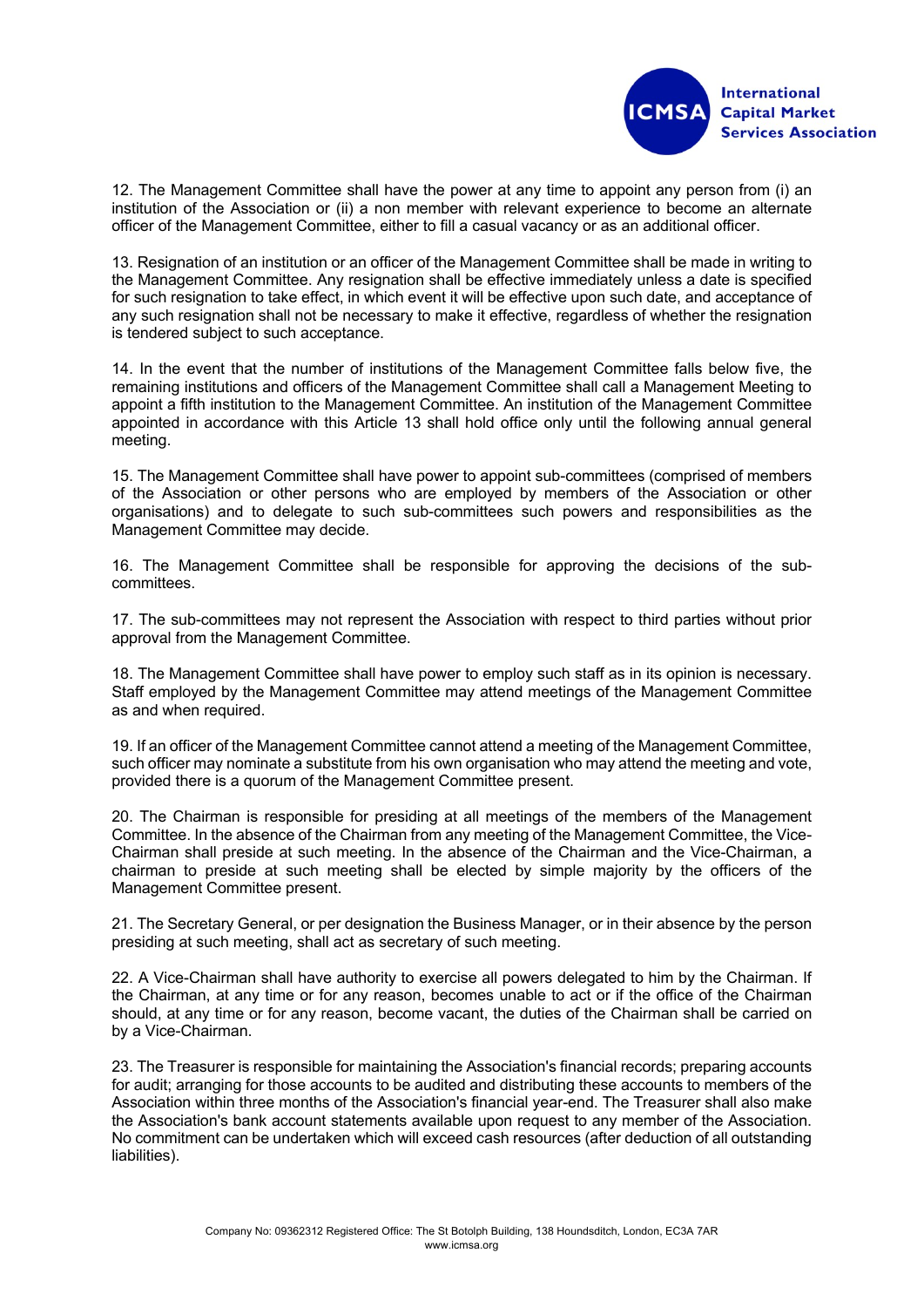12. The Management Committee shall have the power at any time to appoint any person from (i) an institution of the Association or (ii) a non member with relevant experience to become an alternate officer of the Management Committee, either to fill a casual vacancy or as an additional officer.

13. Resignation of an institution or an officer of the Management Committee shall be made in writing to the Management Committee. Any resignation shall be effective immediately unless a date is specified for such resignation to take effect, in which event it will be effective upon such date, and acceptance of any such resignation shall not be necessary to make it effective, regardless of whether the resignation is tendered subject to such acceptance.

14. In the event that the number of institutions of the Management Committee falls below five, the remaining institutions and officers of the Management Committee shall call a Management Meeting to appoint a fifth institution to the Management Committee. An institution of the Management Committee appointed in accordance with this Article 13 shall hold office only until the following annual general meeting.

15. The Management Committee shall have power to appoint sub-committees (comprised of members of the Association or other persons who are employed by members of the Association or other organisations) and to delegate to such sub-committees such powers and responsibilities as the Management Committee may decide.

16. The Management Committee shall be responsible for approving the decisions of the sub-committees.

17. The sub-committees may not represent the Association with respect to third parties without prior approval from the Management Committee.

18. The Management Committee shall have power to employ such staff as in its opinion is necessary. Staff employed by the Management Committee may attend meetings of the Management Committee as and when required.

19. If an officer of the Management Committee cannot attend a meeting of the Management Committee, such officer may nominate a substitute from his own organisation who may attend the meeting and vote, provided there is a quorum of the Management Committee present.

20. The Chairman is responsible for presiding at all meetings of the members of the Management Committee. In the absence of the Chairman from any meeting of the Management Committee, the Vice-Chairman shall preside at such meeting. In the absence of the Chairman and the Vice-Chairman, a chairman to preside at such meeting shall be elected by simple majority by the officers of the Management Committee present.

21. The Secretary General, or per designation the Business Manager, or in their absence by the person presiding at such meeting, shall act as secretary of such meeting.

22. A Vice-Chairman shall have authority to exercise all powers delegated to him by the Chairman. If the Chairman, at any time or for any reason, becomes unable to act or if the office of the Chairman should, at any time or for any reason, become vacant, the duties of the Chairman shall be carried on by a Vice-Chairman.

23. The Treasurer is responsible for maintaining the Association's financial records; preparing accounts for audit; arranging for those accounts to be audited and distributing these accounts to members of the Association within three months of the Association's financial year-end. The Treasurer shall also make the Association's bank account statements available upon request to any member of the Association. No commitment can be undertaken which will exceed cash resources (after deduction of all outstanding liabilities).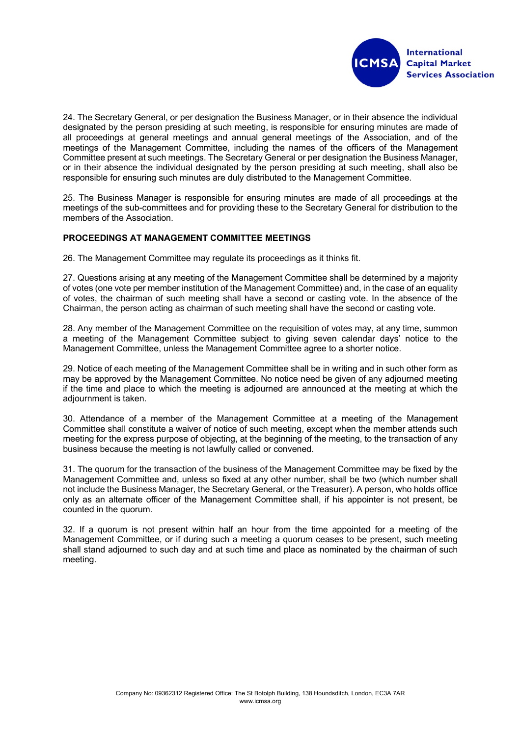24. The Secretary General, or per designation the Business Manager, or in their absence the individual designated by the person presiding at such meeting, is responsible for ensuring minutes are made of all proceedings at general meetings and annual general meetings of the Association, and of the meetings of the Management Committee, including the names of the officers of the Management Committee present at such meetings. The Secretary General or per designation the Business Manager, or in their absence the individual designated by the person presiding at such meeting, shall also be responsible for ensuring such minutes are duly distributed to the Management Committee.

25. The Business Manager is responsible for ensuring minutes are made of all proceedings at the meetings of the sub-committees and for providing these to the Secretary General for distribution to the members of the Association.

**PROCEEDINGS AT MANAGEMENT COMMITTEE MEETINGS**

26. The Management Committee may regulate its proceedings as it thinks fit.

27. Questions arising at any meeting of the Management Committee shall be determined by a majority of votes (one vote per member institution of the Management Committee) and, in the case of an equality of votes, the chairman of such meeting shall have a second or casting vote. In the absence of the Chairman, the person acting as chairman of such meeting shall have the second or casting vote.

28. Any member of the Management Committee on the requisition of votes may, at any time, summon a meeting of the Management Committee subject to giving seven calendar days' notice to the Management Committee, unless the Management Committee agree to a shorter notice.

29. Notice of each meeting of the Management Committee shall be in writing and in such other form as may be approved by the Management Committee. No notice need be given of any adjourned meeting if the time and place to which the meeting is adjourned are announced at the meeting at which the adjournment is taken.

30. Attendance of a member of the Management Committee at a meeting of the Management Committee shall constitute a waiver of notice of such meeting, except when the member attends such meeting for the express purpose of objecting, at the beginning of the meeting, to the transaction of any business because the meeting is not lawfully called or convened.

31. The quorum for the transaction of the business of the Management Committee may be fixed by the Management Committee and, unless so fixed at any other number, shall be two (which number shall not include the Business Manager, the Secretary General, or the Treasurer). A person, who holds office only as an alternate officer of the Management Committee shall, if his appointer is not present, be counted in the quorum.

32. If a quorum is not present within half an hour from the time appointed for a meeting of the Management Committee, or if during such a meeting a quorum ceases to be present, such meeting shall stand adjourned to such day and at such time and place as nominated by the chairman of such meeting.